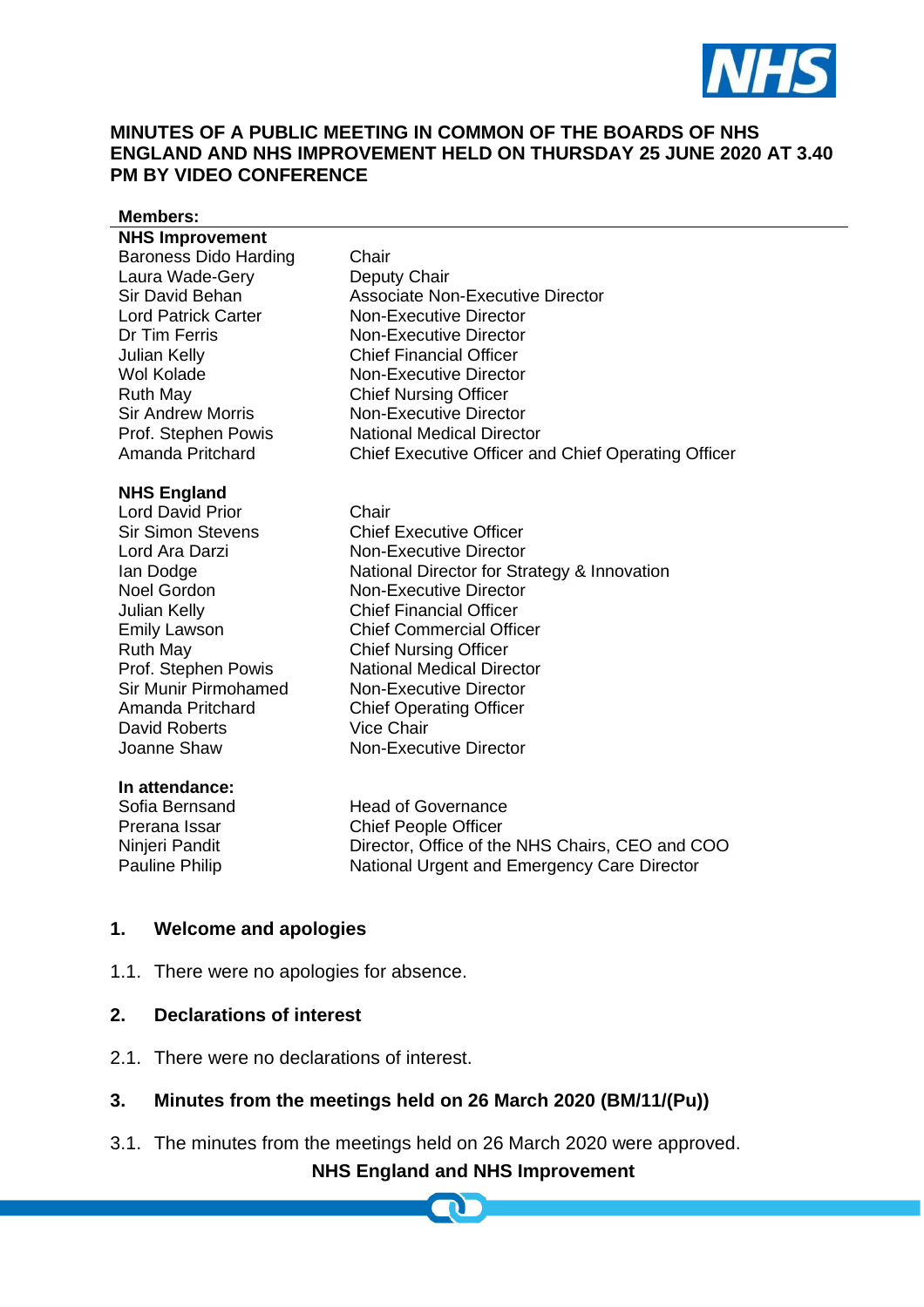# MINUTES OF A PUBLIC MEETING IN COMMON OF THE BOARDS OF NHS ENGLAND AND NHS IMPROVEMENT HELD ON THURSDAY 25 JUNE 2020 AT 3.40 PM BY VIDEO CONFERENCE

**Members:**

| | |
|---|---|
| **NHS Improvement** | |
| Baroness Dido Harding | Chair |
| Laura Wade-Gery | Deputy Chair |
| Sir David Behan | Associate Non-Executive Director |
| Lord Patrick Carter | Non-Executive Director |
| Dr Tim Ferris | Non-Executive Director |
| Julian Kelly | Chief Financial Officer |
| Wol Kolade | Non-Executive Director |
| Ruth May | Chief Nursing Officer |
| Sir Andrew Morris | Non-Executive Director |
| Prof. Stephen Powis | National Medical Director |
| Amanda Pritchard | Chief Executive Officer and Chief Operating Officer |
| | |
| **NHS England** | |
| Lord David Prior | Chair |
| Sir Simon Stevens | Chief Executive Officer |
| Lord Ara Darzi | Non-Executive Director |
| Ian Dodge | National Director for Strategy & Innovation |
| Noel Gordon | Non-Executive Director |
| Julian Kelly | Chief Financial Officer |
| Emily Lawson | Chief Commercial Officer |
| Ruth May | Chief Nursing Officer |
| Prof. Stephen Powis | National Medical Director |
| Sir Munir Pirmohamed | Non-Executive Director |
| Amanda Pritchard | Chief Operating Officer |
| David Roberts | Vice Chair |
| Joanne Shaw | Non-Executive Director |
| | |
| **In attendance:** | |
| Sofia Bernsand | Head of Governance |
| Prerana Issar | Chief People Officer |
| Ninjeri Pandit | Director, Office of the NHS Chairs, CEO and COO |
| Pauline Philip | National Urgent and Emergency Care Director |

## 1. Welcome and apologies

1.1. There were no apologies for absence.

## 2. Declarations of interest

2.1. There were no declarations of interest.

## 3. Minutes from the meetings held on 26 March 2020 (BM/11/(Pu))

3.1. The minutes from the meetings held on 26 March 2020 were approved.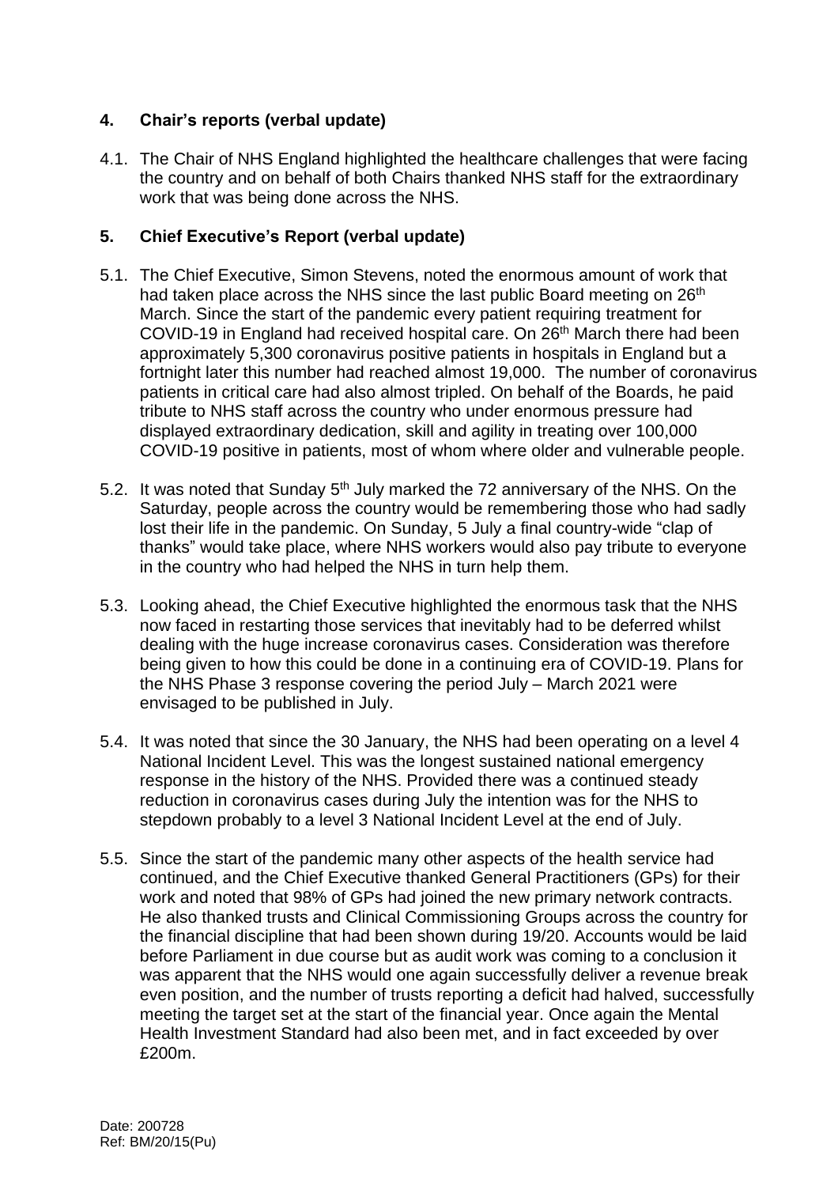## 4. Chair's reports (verbal update)

4.1. The Chair of NHS England highlighted the healthcare challenges that were facing the country and on behalf of both Chairs thanked NHS staff for the extraordinary work that was being done across the NHS.

## 5. Chief Executive's Report (verbal update)

5.1. The Chief Executive, Simon Stevens, noted the enormous amount of work that had taken place across the NHS since the last public Board meeting on 26th March. Since the start of the pandemic every patient requiring treatment for COVID-19 in England had received hospital care. On 26th March there had been approximately 5,300 coronavirus positive patients in hospitals in England but a fortnight later this number had reached almost 19,000. The number of coronavirus patients in critical care had also almost tripled. On behalf of the Boards, he paid tribute to NHS staff across the country who under enormous pressure had displayed extraordinary dedication, skill and agility in treating over 100,000 COVID-19 positive in patients, most of whom where older and vulnerable people.

5.2. It was noted that Sunday 5th July marked the 72 anniversary of the NHS. On the Saturday, people across the country would be remembering those who had sadly lost their life in the pandemic. On Sunday, 5 July a final country-wide "clap of thanks" would take place, where NHS workers would also pay tribute to everyone in the country who had helped the NHS in turn help them.

5.3. Looking ahead, the Chief Executive highlighted the enormous task that the NHS now faced in restarting those services that inevitably had to be deferred whilst dealing with the huge increase coronavirus cases. Consideration was therefore being given to how this could be done in a continuing era of COVID-19. Plans for the NHS Phase 3 response covering the period July – March 2021 were envisaged to be published in July.

5.4. It was noted that since the 30 January, the NHS had been operating on a level 4 National Incident Level. This was the longest sustained national emergency response in the history of the NHS. Provided there was a continued steady reduction in coronavirus cases during July the intention was for the NHS to stepdown probably to a level 3 National Incident Level at the end of July.

5.5. Since the start of the pandemic many other aspects of the health service had continued, and the Chief Executive thanked General Practitioners (GPs) for their work and noted that 98% of GPs had joined the new primary network contracts. He also thanked trusts and Clinical Commissioning Groups across the country for the financial discipline that had been shown during 19/20. Accounts would be laid before Parliament in due course but as audit work was coming to a conclusion it was apparent that the NHS would one again successfully deliver a revenue break even position, and the number of trusts reporting a deficit had halved, successfully meeting the target set at the start of the financial year. Once again the Mental Health Investment Standard had also been met, and in fact exceeded by over £200m.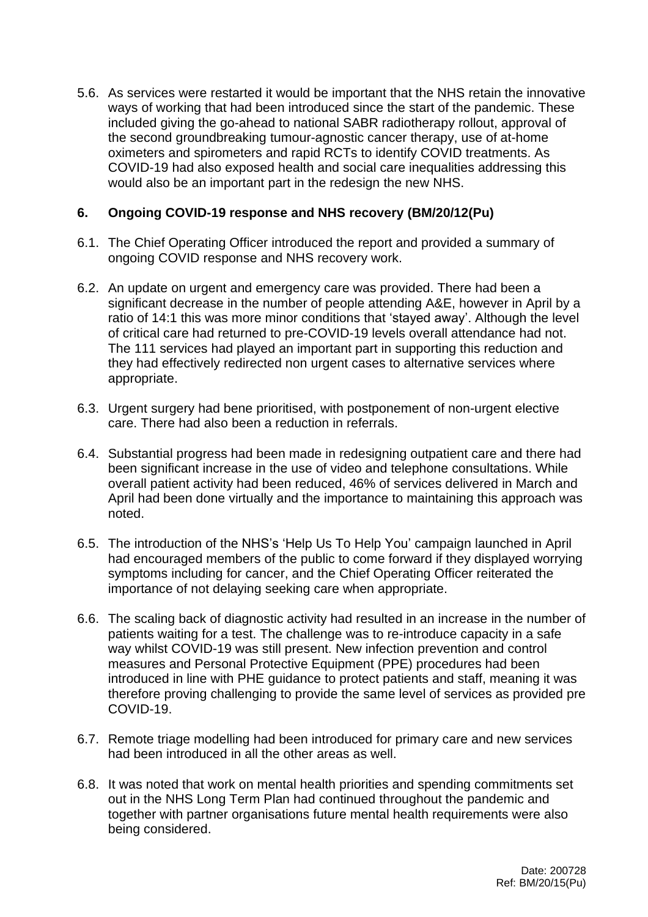5.6. As services were restarted it would be important that the NHS retain the innovative ways of working that had been introduced since the start of the pandemic. These included giving the go-ahead to national SABR radiotherapy rollout, approval of the second groundbreaking tumour-agnostic cancer therapy, use of at-home oximeters and spirometers and rapid RCTs to identify COVID treatments. As COVID-19 had also exposed health and social care inequalities addressing this would also be an important part in the redesign the new NHS.

## 6. Ongoing COVID-19 response and NHS recovery (BM/20/12(Pu)

6.1. The Chief Operating Officer introduced the report and provided a summary of ongoing COVID response and NHS recovery work.

6.2. An update on urgent and emergency care was provided. There had been a significant decrease in the number of people attending A&E, however in April by a ratio of 14:1 this was more minor conditions that 'stayed away'. Although the level of critical care had returned to pre-COVID-19 levels overall attendance had not. The 111 services had played an important part in supporting this reduction and they had effectively redirected non urgent cases to alternative services where appropriate.

6.3. Urgent surgery had bene prioritised, with postponement of non-urgent elective care. There had also been a reduction in referrals.

6.4. Substantial progress had been made in redesigning outpatient care and there had been significant increase in the use of video and telephone consultations. While overall patient activity had been reduced, 46% of services delivered in March and April had been done virtually and the importance to maintaining this approach was noted.

6.5. The introduction of the NHS's 'Help Us To Help You' campaign launched in April had encouraged members of the public to come forward if they displayed worrying symptoms including for cancer, and the Chief Operating Officer reiterated the importance of not delaying seeking care when appropriate.

6.6. The scaling back of diagnostic activity had resulted in an increase in the number of patients waiting for a test. The challenge was to re-introduce capacity in a safe way whilst COVID-19 was still present. New infection prevention and control measures and Personal Protective Equipment (PPE) procedures had been introduced in line with PHE guidance to protect patients and staff, meaning it was therefore proving challenging to provide the same level of services as provided pre COVID-19.

6.7. Remote triage modelling had been introduced for primary care and new services had been introduced in all the other areas as well.

6.8. It was noted that work on mental health priorities and spending commitments set out in the NHS Long Term Plan had continued throughout the pandemic and together with partner organisations future mental health requirements were also being considered.

Date: 200728
Ref: BM/20/15(Pu)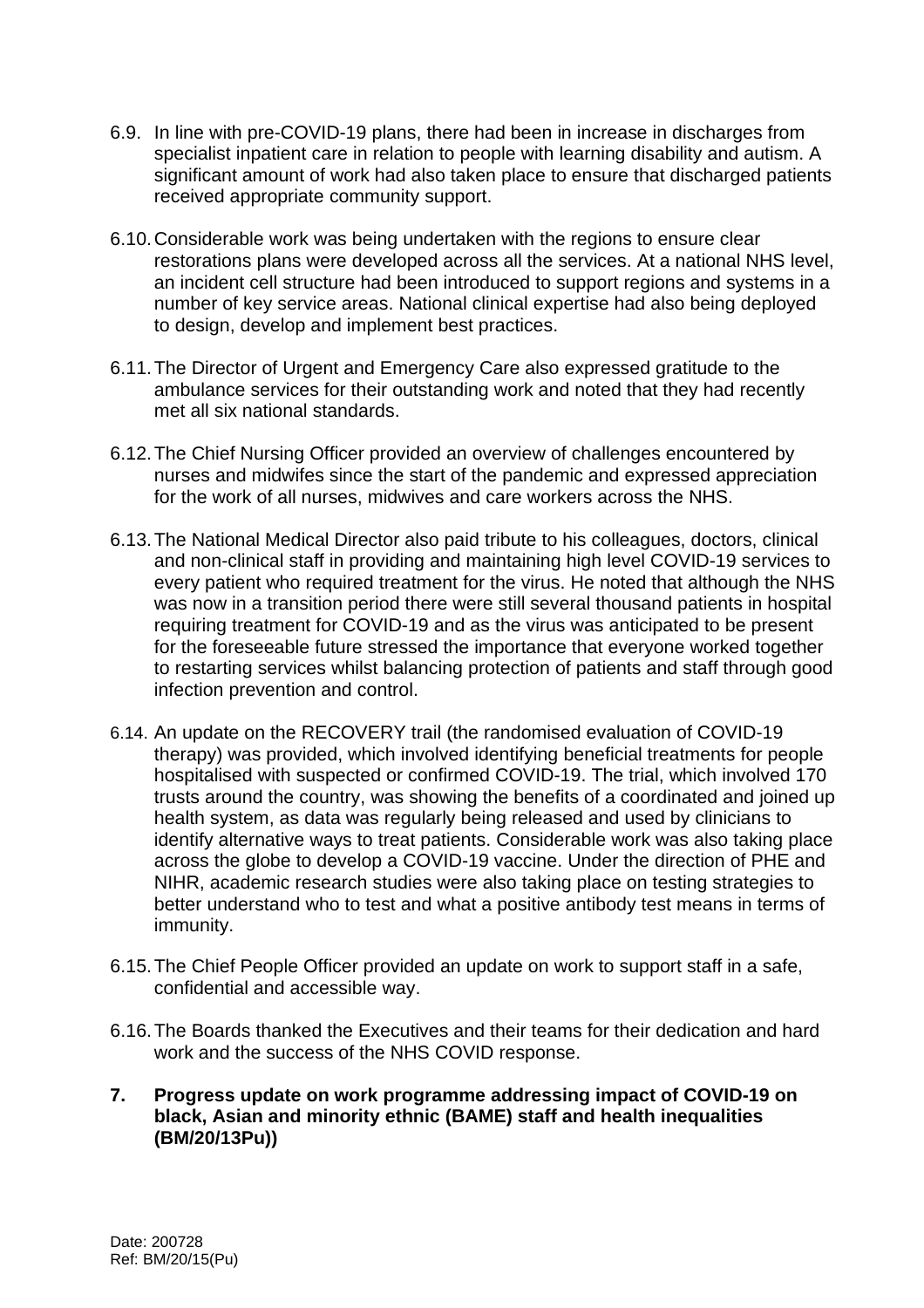6.9. In line with pre-COVID-19 plans, there had been in increase in discharges from specialist inpatient care in relation to people with learning disability and autism. A significant amount of work had also taken place to ensure that discharged patients received appropriate community support.

6.10. Considerable work was being undertaken with the regions to ensure clear restorations plans were developed across all the services. At a national NHS level, an incident cell structure had been introduced to support regions and systems in a number of key service areas. National clinical expertise had also being deployed to design, develop and implement best practices.

6.11. The Director of Urgent and Emergency Care also expressed gratitude to the ambulance services for their outstanding work and noted that they had recently met all six national standards.

6.12. The Chief Nursing Officer provided an overview of challenges encountered by nurses and midwifes since the start of the pandemic and expressed appreciation for the work of all nurses, midwives and care workers across the NHS.

6.13. The National Medical Director also paid tribute to his colleagues, doctors, clinical and non-clinical staff in providing and maintaining high level COVID-19 services to every patient who required treatment for the virus. He noted that although the NHS was now in a transition period there were still several thousand patients in hospital requiring treatment for COVID-19 and as the virus was anticipated to be present for the foreseeable future stressed the importance that everyone worked together to restarting services whilst balancing protection of patients and staff through good infection prevention and control.

6.14. An update on the RECOVERY trail (the randomised evaluation of COVID-19 therapy) was provided, which involved identifying beneficial treatments for people hospitalised with suspected or confirmed COVID-19. The trial, which involved 170 trusts around the country, was showing the benefits of a coordinated and joined up health system, as data was regularly being released and used by clinicians to identify alternative ways to treat patients. Considerable work was also taking place across the globe to develop a COVID-19 vaccine. Under the direction of PHE and NIHR, academic research studies were also taking place on testing strategies to better understand who to test and what a positive antibody test means in terms of immunity.

6.15. The Chief People Officer provided an update on work to support staff in a safe, confidential and accessible way.

6.16. The Boards thanked the Executives and their teams for their dedication and hard work and the success of the NHS COVID response.

## 7. Progress update on work programme addressing impact of COVID-19 on black, Asian and minority ethnic (BAME) staff and health inequalities (BM/20/13Pu))

Date: 200728
Ref: BM/20/15(Pu)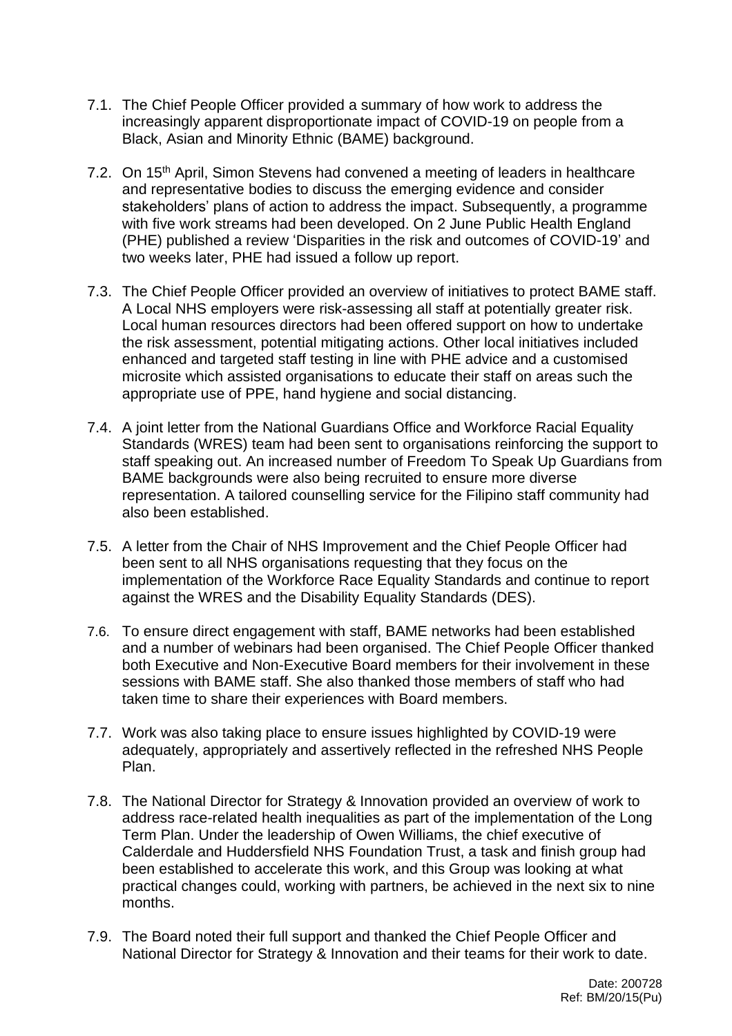7.1. The Chief People Officer provided a summary of how work to address the increasingly apparent disproportionate impact of COVID-19 on people from a Black, Asian and Minority Ethnic (BAME) background.

7.2. On 15th April, Simon Stevens had convened a meeting of leaders in healthcare and representative bodies to discuss the emerging evidence and consider stakeholders' plans of action to address the impact. Subsequently, a programme with five work streams had been developed. On 2 June Public Health England (PHE) published a review 'Disparities in the risk and outcomes of COVID-19' and two weeks later, PHE had issued a follow up report.

7.3. The Chief People Officer provided an overview of initiatives to protect BAME staff. A Local NHS employers were risk-assessing all staff at potentially greater risk. Local human resources directors had been offered support on how to undertake the risk assessment, potential mitigating actions. Other local initiatives included enhanced and targeted staff testing in line with PHE advice and a customised microsite which assisted organisations to educate their staff on areas such the appropriate use of PPE, hand hygiene and social distancing.

7.4. A joint letter from the National Guardians Office and Workforce Racial Equality Standards (WRES) team had been sent to organisations reinforcing the support to staff speaking out. An increased number of Freedom To Speak Up Guardians from BAME backgrounds were also being recruited to ensure more diverse representation. A tailored counselling service for the Filipino staff community had also been established.

7.5. A letter from the Chair of NHS Improvement and the Chief People Officer had been sent to all NHS organisations requesting that they focus on the implementation of the Workforce Race Equality Standards and continue to report against the WRES and the Disability Equality Standards (DES).

7.6. To ensure direct engagement with staff, BAME networks had been established and a number of webinars had been organised. The Chief People Officer thanked both Executive and Non-Executive Board members for their involvement in these sessions with BAME staff. She also thanked those members of staff who had taken time to share their experiences with Board members.

7.7. Work was also taking place to ensure issues highlighted by COVID-19 were adequately, appropriately and assertively reflected in the refreshed NHS People Plan.

7.8. The National Director for Strategy & Innovation provided an overview of work to address race-related health inequalities as part of the implementation of the Long Term Plan. Under the leadership of Owen Williams, the chief executive of Calderdale and Huddersfield NHS Foundation Trust, a task and finish group had been established to accelerate this work, and this Group was looking at what practical changes could, working with partners, be achieved in the next six to nine months.

7.9. The Board noted their full support and thanked the Chief People Officer and National Director for Strategy & Innovation and their teams for their work to date.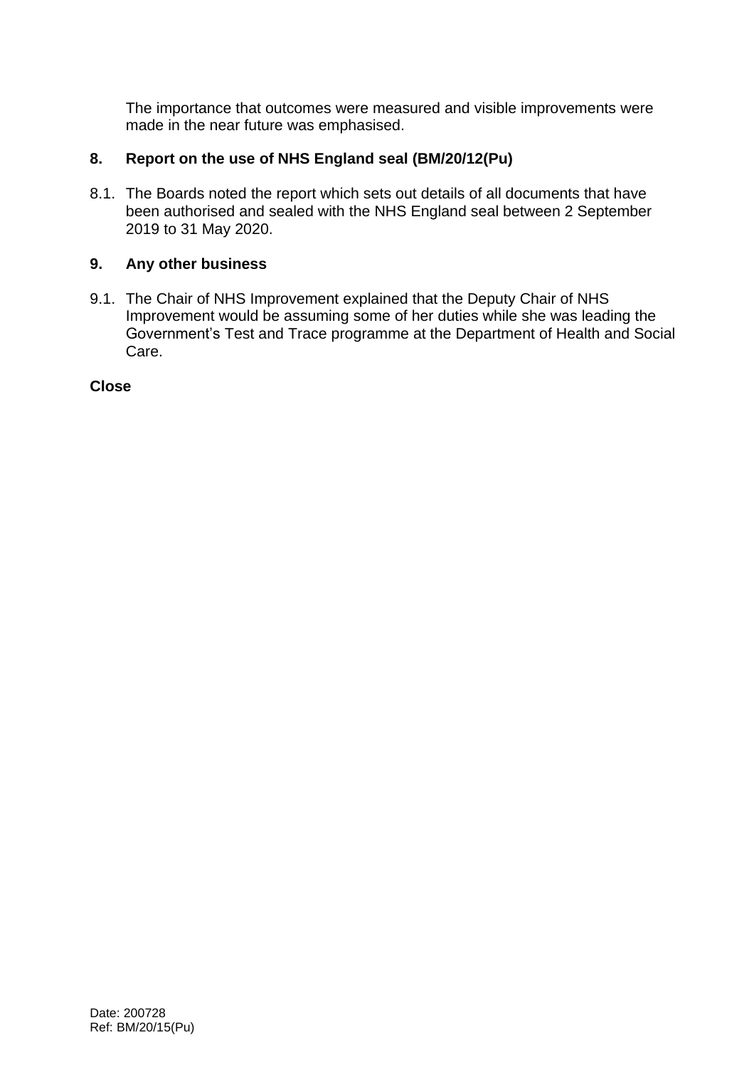The importance that outcomes were measured and visible improvements were made in the near future was emphasised.

## 8. Report on the use of NHS England seal (BM/20/12(Pu)

8.1. The Boards noted the report which sets out details of all documents that have been authorised and sealed with the NHS England seal between 2 September 2019 to 31 May 2020.

## 9. Any other business

9.1. The Chair of NHS Improvement explained that the Deputy Chair of NHS Improvement would be assuming some of her duties while she was leading the Government's Test and Trace programme at the Department of Health and Social Care.

**Close**

Date: 200728
Ref: BM/20/15(Pu)